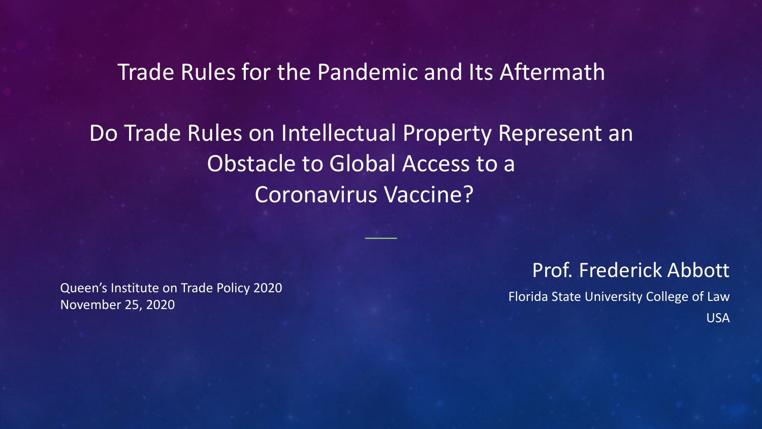# Trade Rules for the Pandemic and Its Aftermath

## Do Trade Rules on Intellectual Property Represent an Obstacle to Global Access to a Coronavirus Vaccine?

Queen's Institute on Trade Policy 2020
November 25, 2020

**Prof. Frederick Abbott**

Florida State University College of Law

USA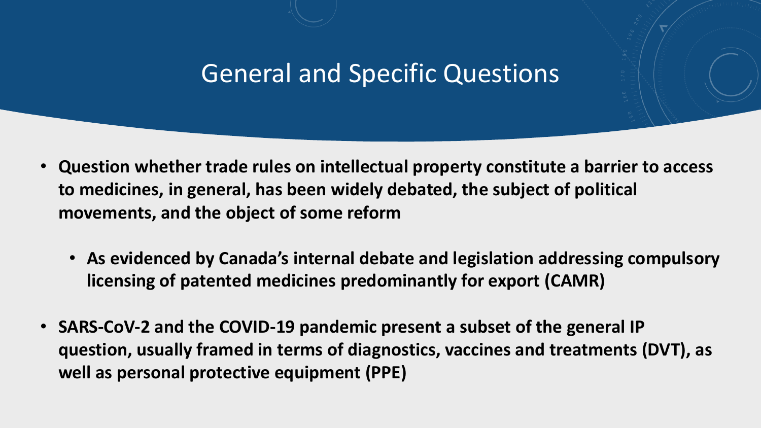# General and Specific Questions

- **Question whether trade rules on intellectual property constitute a barrier to access to medicines, in general, has been widely debated, the subject of political movements, and the object of some reform**
  - **As evidenced by Canada's internal debate and legislation addressing compulsory licensing of patented medicines predominantly for export (CAMR)**
- **SARS-CoV-2 and the COVID-19 pandemic present a subset of the general IP question, usually framed in terms of diagnostics, vaccines and treatments (DVT), as well as personal protective equipment (PPE)**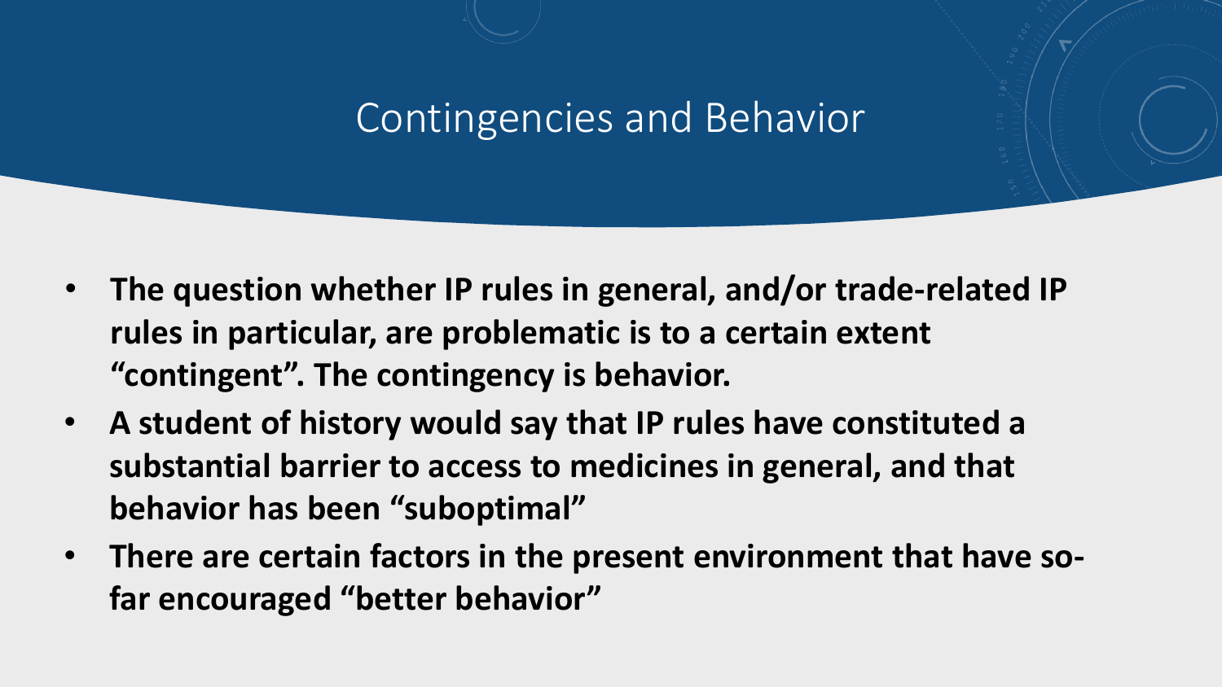# Contingencies and Behavior

- **The question whether IP rules in general, and/or trade-related IP rules in particular, are problematic is to a certain extent "contingent". The contingency is behavior.**
- **A student of history would say that IP rules have constituted a substantial barrier to access to medicines in general, and that behavior has been "suboptimal"**
- **There are certain factors in the present environment that have so-far encouraged "better behavior"**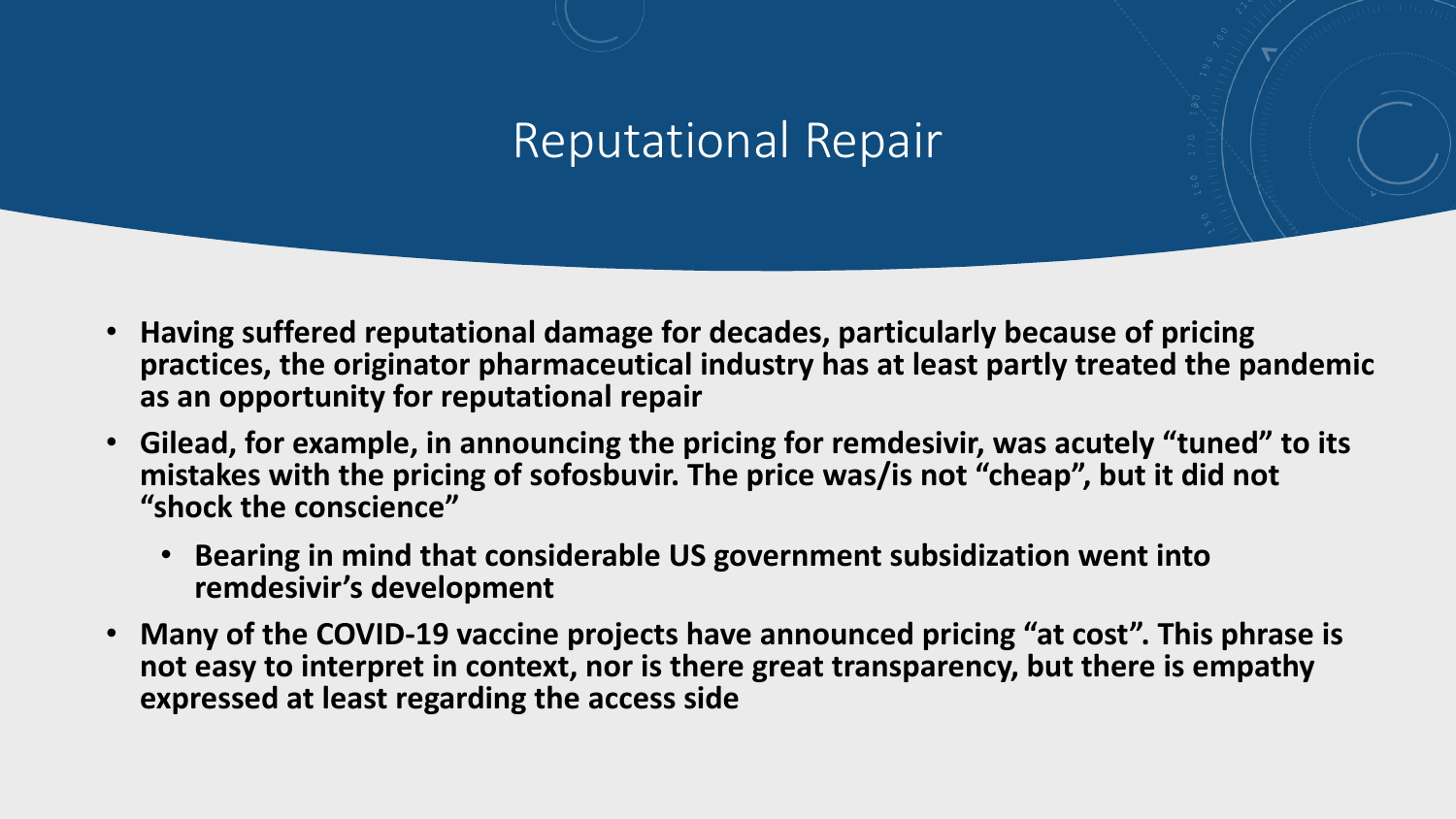# Reputational Repair

- **Having suffered reputational damage for decades, particularly because of pricing practices, the originator pharmaceutical industry has at least partly treated the pandemic as an opportunity for reputational repair**
- **Gilead, for example, in announcing the pricing for remdesivir, was acutely "tuned" to its mistakes with the pricing of sofosbuvir. The price was/is not "cheap", but it did not "shock the conscience"**
  - **Bearing in mind that considerable US government subsidization went into remdesivir's development**
- **Many of the COVID-19 vaccine projects have announced pricing "at cost". This phrase is not easy to interpret in context, nor is there great transparency, but there is empathy expressed at least regarding the access side**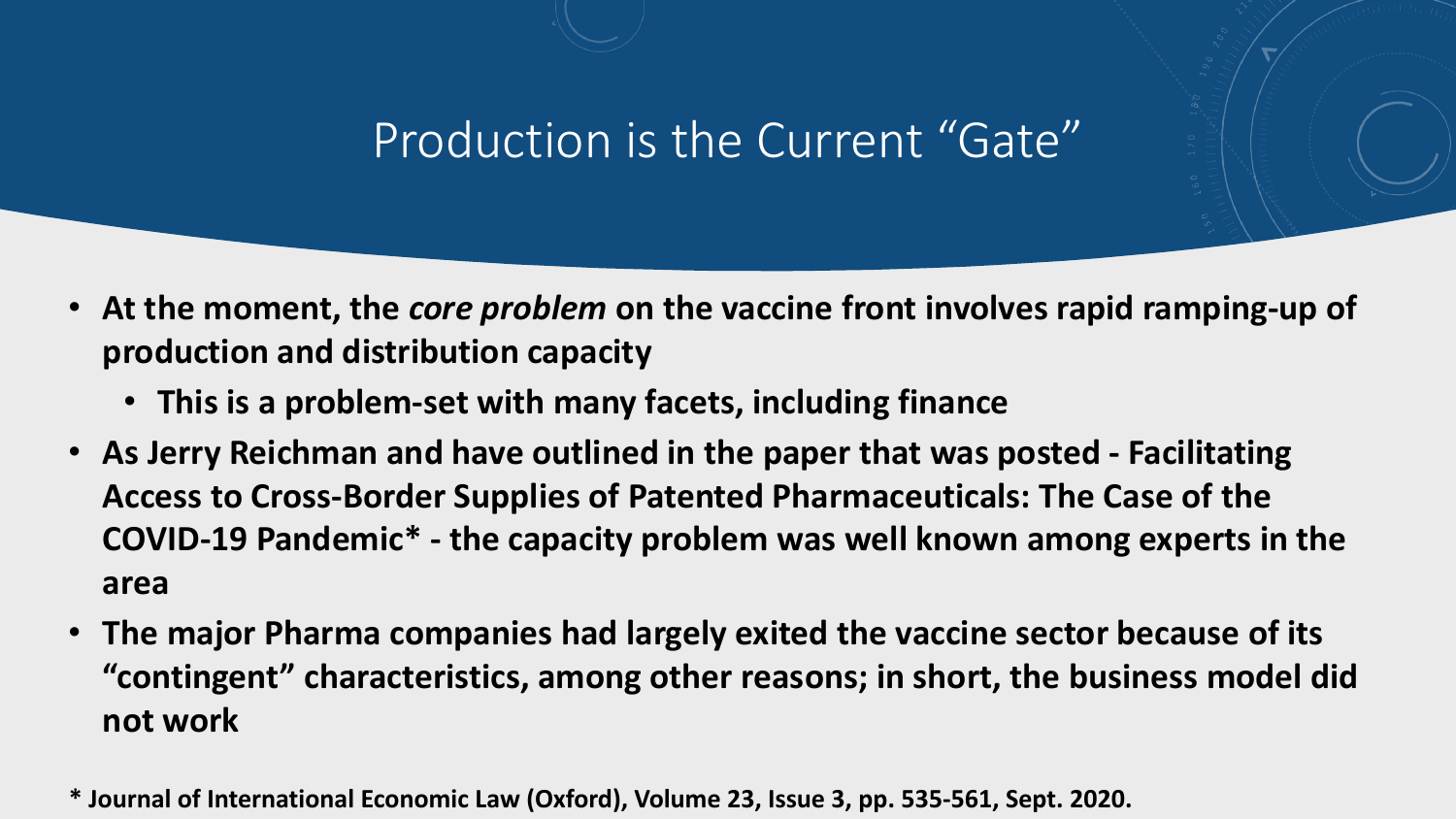# Production is the Current "Gate"

- **At the moment, the *core problem* on the vaccine front involves rapid ramping-up of production and distribution capacity**
  - **This is a problem-set with many facets, including finance**
- **As Jerry Reichman and have outlined in the paper that was posted - Facilitating Access to Cross-Border Supplies of Patented Pharmaceuticals: The Case of the COVID-19 Pandemic* - the capacity problem was well known among experts in the area**
- **The major Pharma companies had largely exited the vaccine sector because of its "contingent" characteristics, among other reasons; in short, the business model did not work**

**\* Journal of International Economic Law (Oxford), Volume 23, Issue 3, pp. 535-561, Sept. 2020.**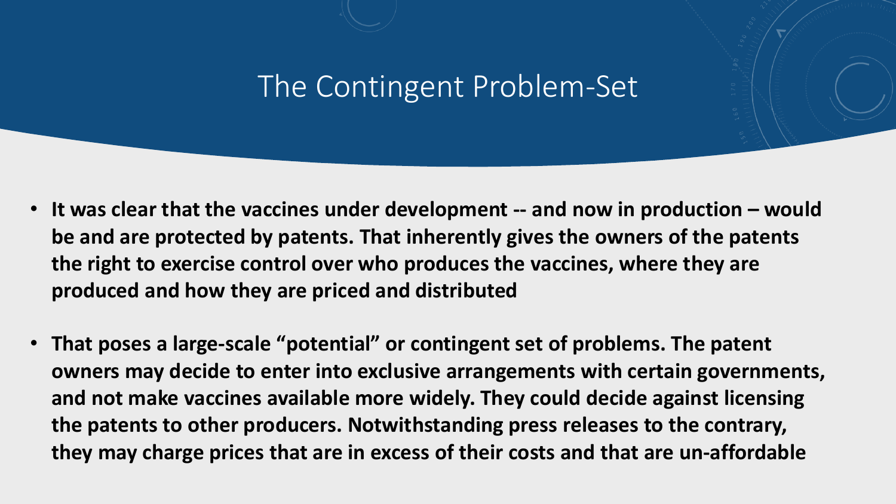# The Contingent Problem-Set

- **It was clear that the vaccines under development -- and now in production – would be and are protected by patents. That inherently gives the owners of the patents the right to exercise control over who produces the vaccines, where they are produced and how they are priced and distributed**
- **That poses a large-scale "potential" or contingent set of problems. The patent owners may decide to enter into exclusive arrangements with certain governments, and not make vaccines available more widely. They could decide against licensing the patents to other producers. Notwithstanding press releases to the contrary, they may charge prices that are in excess of their costs and that are un-affordable**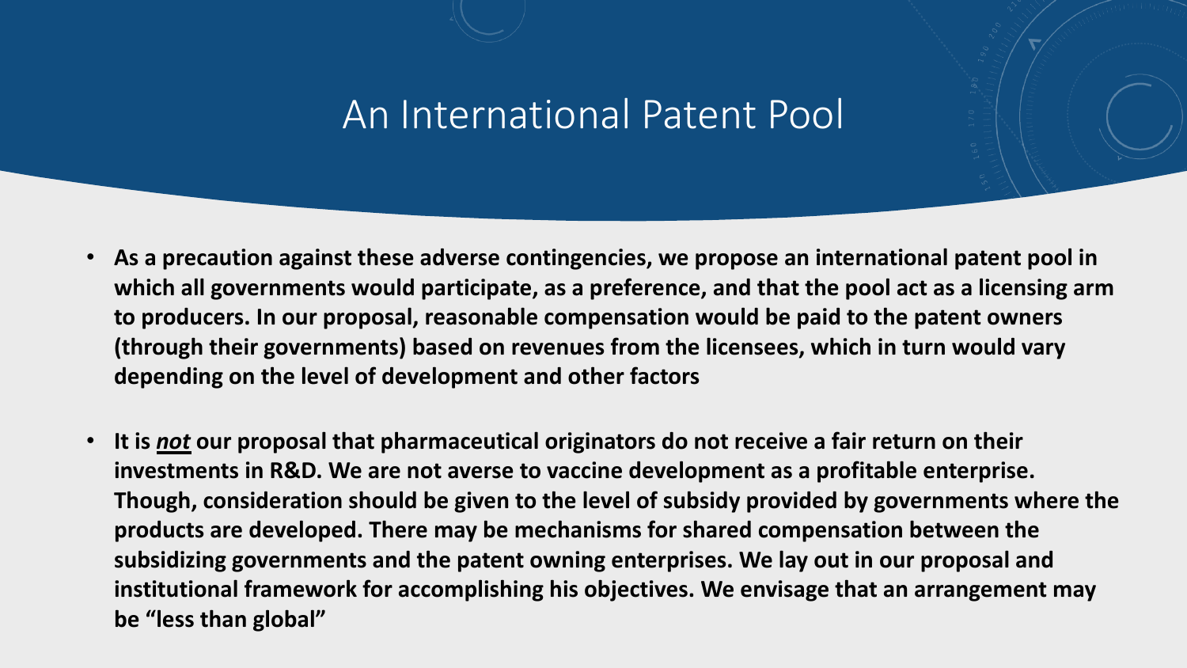# An International Patent Pool

- **As a precaution against these adverse contingencies, we propose an international patent pool in which all governments would participate, as a preference, and that the pool act as a licensing arm to producers. In our proposal, reasonable compensation would be paid to the patent owners (through their governments) based on revenues from the licensees, which in turn would vary depending on the level of development and other factors**

- **It is _not_ our proposal that pharmaceutical originators do not receive a fair return on their investments in R&D. We are not averse to vaccine development as a profitable enterprise. Though, consideration should be given to the level of subsidy provided by governments where the products are developed. There may be mechanisms for shared compensation between the subsidizing governments and the patent owning enterprises. We lay out in our proposal and institutional framework for accomplishing his objectives. We envisage that an arrangement may be "less than global"**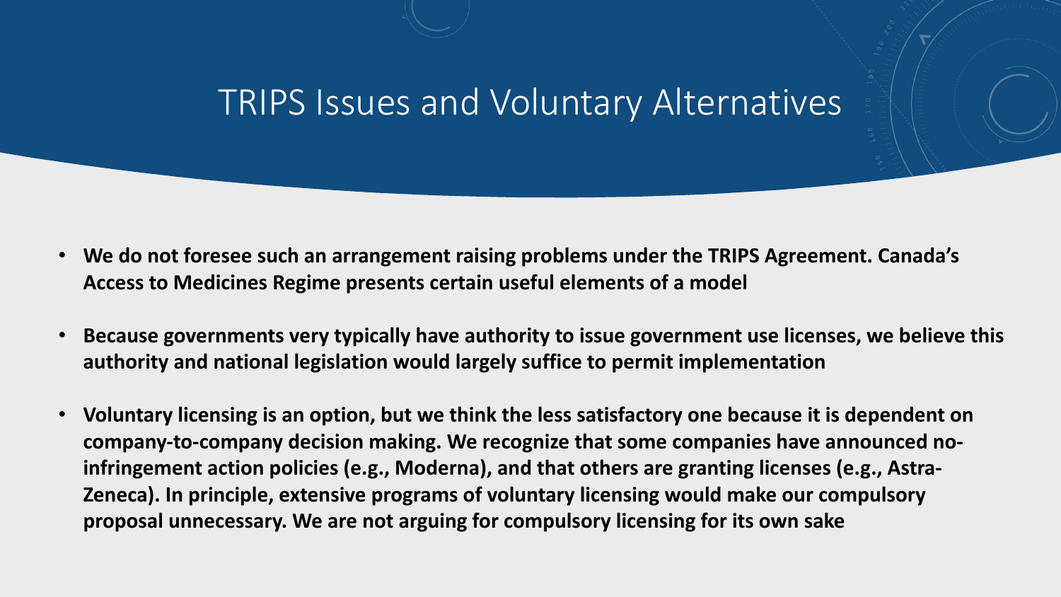# TRIPS Issues and Voluntary Alternatives

- **We do not foresee such an arrangement raising problems under the TRIPS Agreement. Canada's Access to Medicines Regime presents certain useful elements of a model**
- **Because governments very typically have authority to issue government use licenses, we believe this authority and national legislation would largely suffice to permit implementation**
- **Voluntary licensing is an option, but we think the less satisfactory one because it is dependent on company-to-company decision making. We recognize that some companies have announced no-infringement action policies (e.g., Moderna), and that others are granting licenses (e.g., Astra-Zeneca). In principle, extensive programs of voluntary licensing would make our compulsory proposal unnecessary. We are not arguing for compulsory licensing for its own sake**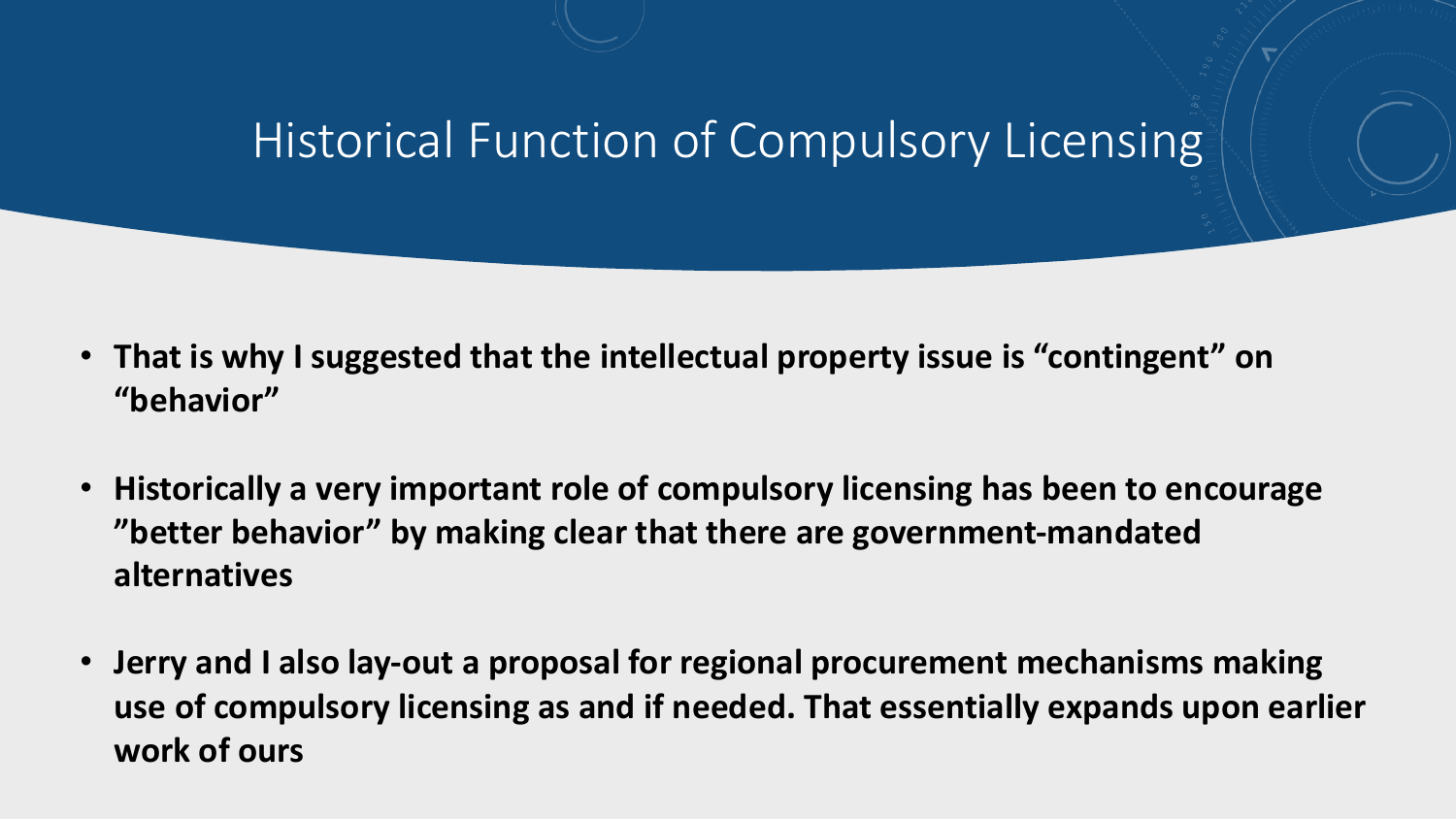# Historical Function of Compulsory Licensing

- **That is why I suggested that the intellectual property issue is "contingent" on "behavior"**
- **Historically a very important role of compulsory licensing has been to encourage "better behavior" by making clear that there are government-mandated alternatives**
- **Jerry and I also lay-out a proposal for regional procurement mechanisms making use of compulsory licensing as and if needed. That essentially expands upon earlier work of ours**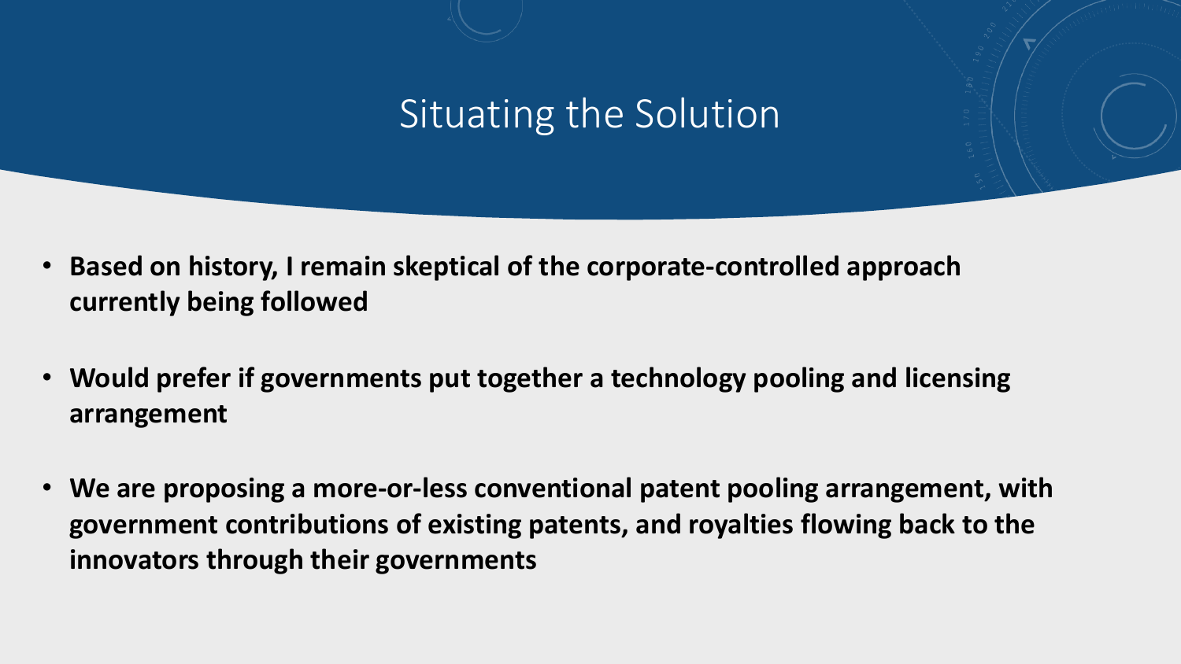# Situating the Solution

- **Based on history, I remain skeptical of the corporate-controlled approach currently being followed**
- **Would prefer if governments put together a technology pooling and licensing arrangement**
- **We are proposing a more-or-less conventional patent pooling arrangement, with government contributions of existing patents, and royalties flowing back to the innovators through their governments**